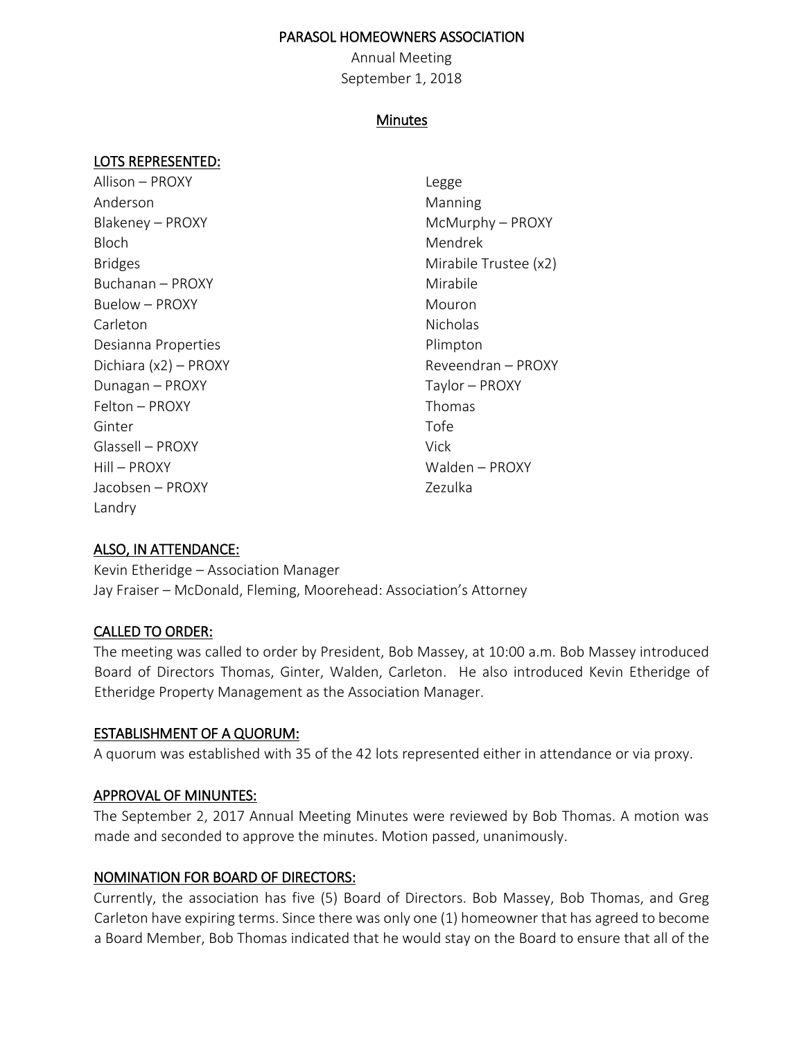# PARASOL HOMEOWNERS ASSOCIATION

Annual Meeting
September 1, 2018

## Minutes

## LOTS REPRESENTED:

Allison – PROXY
Anderson
Blakeney – PROXY
Bloch
Bridges
Buchanan – PROXY
Buelow – PROXY
Carleton
Desianna Properties
Dichiara (x2) – PROXY
Dunagan – PROXY
Felton – PROXY
Ginter
Glassell – PROXY
Hill – PROXY
Jacobsen – PROXY
Landry
Legge
Manning
McMurphy – PROXY
Mendrek
Mirabile Trustee (x2)
Mirabile
Mouron
Nicholas
Plimpton
Reveendran – PROXY
Taylor – PROXY
Thomas
Tofe
Vick
Walden – PROXY
Zezulka

## ALSO, IN ATTENDANCE:

Kevin Etheridge – Association Manager
Jay Fraiser – McDonald, Fleming, Moorehead: Association's Attorney

## CALLED TO ORDER:

The meeting was called to order by President, Bob Massey, at 10:00 a.m. Bob Massey introduced Board of Directors Thomas, Ginter, Walden, Carleton. He also introduced Kevin Etheridge of Etheridge Property Management as the Association Manager.

## ESTABLISHMENT OF A QUORUM:

A quorum was established with 35 of the 42 lots represented either in attendance or via proxy.

## APPROVAL OF MINUNTES:

The September 2, 2017 Annual Meeting Minutes were reviewed by Bob Thomas. A motion was made and seconded to approve the minutes. Motion passed, unanimously.

## NOMINATION FOR BOARD OF DIRECTORS:

Currently, the association has five (5) Board of Directors. Bob Massey, Bob Thomas, and Greg Carleton have expiring terms. Since there was only one (1) homeowner that has agreed to become a Board Member, Bob Thomas indicated that he would stay on the Board to ensure that all of the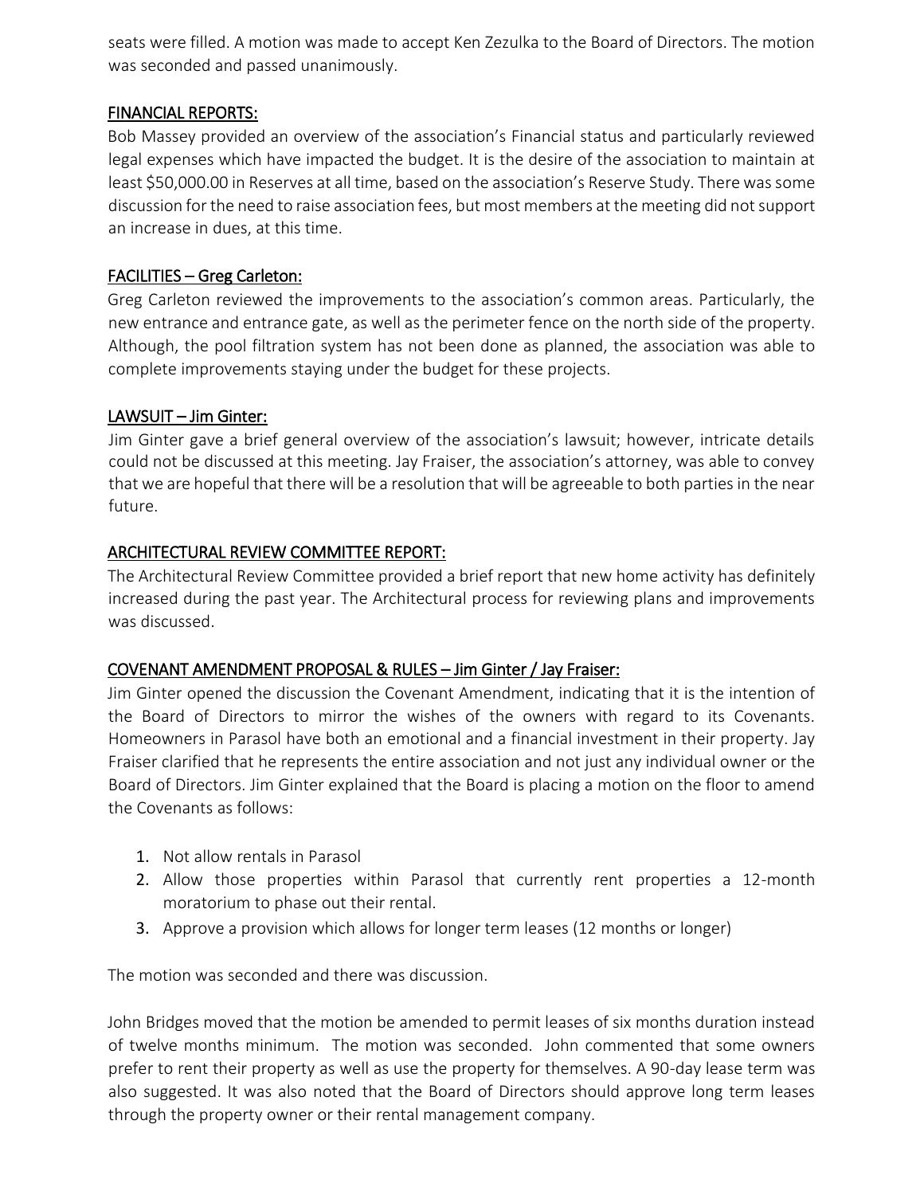seats were filled. A motion was made to accept Ken Zezulka to the Board of Directors. The motion was seconded and passed unanimously.

## FINANCIAL REPORTS:

Bob Massey provided an overview of the association's Financial status and particularly reviewed legal expenses which have impacted the budget. It is the desire of the association to maintain at least $50,000.00 in Reserves at all time, based on the association's Reserve Study. There was some discussion for the need to raise association fees, but most members at the meeting did not support an increase in dues, at this time.

## FACILITIES – Greg Carleton:

Greg Carleton reviewed the improvements to the association's common areas. Particularly, the new entrance and entrance gate, as well as the perimeter fence on the north side of the property. Although, the pool filtration system has not been done as planned, the association was able to complete improvements staying under the budget for these projects.

## LAWSUIT – Jim Ginter:

Jim Ginter gave a brief general overview of the association's lawsuit; however, intricate details could not be discussed at this meeting. Jay Fraiser, the association's attorney, was able to convey that we are hopeful that there will be a resolution that will be agreeable to both parties in the near future.

## ARCHITECTURAL REVIEW COMMITTEE REPORT:

The Architectural Review Committee provided a brief report that new home activity has definitely increased during the past year. The Architectural process for reviewing plans and improvements was discussed.

## COVENANT AMENDMENT PROPOSAL & RULES – Jim Ginter / Jay Fraiser:

Jim Ginter opened the discussion the Covenant Amendment, indicating that it is the intention of the Board of Directors to mirror the wishes of the owners with regard to its Covenants. Homeowners in Parasol have both an emotional and a financial investment in their property. Jay Fraiser clarified that he represents the entire association and not just any individual owner or the Board of Directors. Jim Ginter explained that the Board is placing a motion on the floor to amend the Covenants as follows:

1. Not allow rentals in Parasol
2. Allow those properties within Parasol that currently rent properties a 12-month moratorium to phase out their rental.
3. Approve a provision which allows for longer term leases (12 months or longer)

The motion was seconded and there was discussion.

John Bridges moved that the motion be amended to permit leases of six months duration instead of twelve months minimum. The motion was seconded. John commented that some owners prefer to rent their property as well as use the property for themselves. A 90-day lease term was also suggested. It was also noted that the Board of Directors should approve long term leases through the property owner or their rental management company.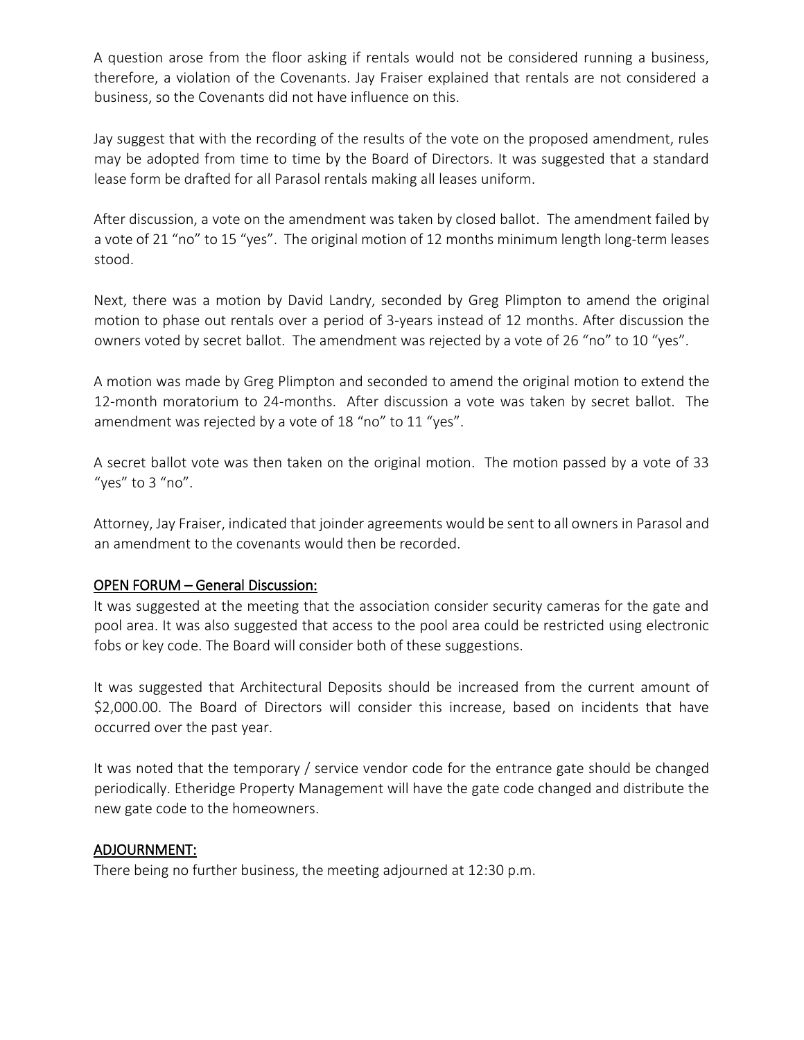A question arose from the floor asking if rentals would not be considered running a business, therefore, a violation of the Covenants. Jay Fraiser explained that rentals are not considered a business, so the Covenants did not have influence on this.

Jay suggest that with the recording of the results of the vote on the proposed amendment, rules may be adopted from time to time by the Board of Directors. It was suggested that a standard lease form be drafted for all Parasol rentals making all leases uniform.

After discussion, a vote on the amendment was taken by closed ballot. The amendment failed by a vote of 21 "no" to 15 "yes". The original motion of 12 months minimum length long-term leases stood.

Next, there was a motion by David Landry, seconded by Greg Plimpton to amend the original motion to phase out rentals over a period of 3-years instead of 12 months. After discussion the owners voted by secret ballot. The amendment was rejected by a vote of 26 "no" to 10 "yes".

A motion was made by Greg Plimpton and seconded to amend the original motion to extend the 12-month moratorium to 24-months. After discussion a vote was taken by secret ballot. The amendment was rejected by a vote of 18 "no" to 11 "yes".

A secret ballot vote was then taken on the original motion. The motion passed by a vote of 33 "yes" to 3 "no".

Attorney, Jay Fraiser, indicated that joinder agreements would be sent to all owners in Parasol and an amendment to the covenants would then be recorded.

## OPEN FORUM – General Discussion:

It was suggested at the meeting that the association consider security cameras for the gate and pool area. It was also suggested that access to the pool area could be restricted using electronic fobs or key code. The Board will consider both of these suggestions.

It was suggested that Architectural Deposits should be increased from the current amount of $2,000.00. The Board of Directors will consider this increase, based on incidents that have occurred over the past year.

It was noted that the temporary / service vendor code for the entrance gate should be changed periodically. Etheridge Property Management will have the gate code changed and distribute the new gate code to the homeowners.

## ADJOURNMENT:

There being no further business, the meeting adjourned at 12:30 p.m.